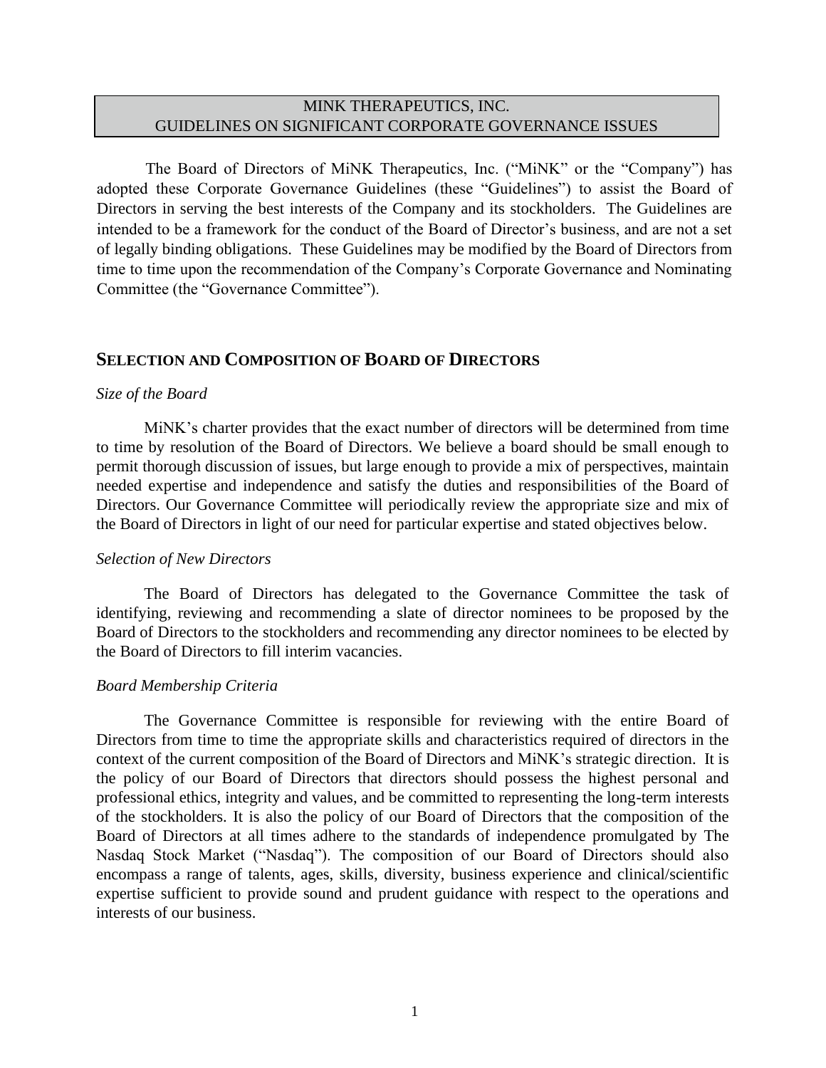# MINK THERAPEUTICS, INC.
# GUIDELINES ON SIGNIFICANT CORPORATE GOVERNANCE ISSUES

The Board of Directors of MiNK Therapeutics, Inc. ("MiNK" or the "Company") has adopted these Corporate Governance Guidelines (these "Guidelines") to assist the Board of Directors in serving the best interests of the Company and its stockholders. The Guidelines are intended to be a framework for the conduct of the Board of Director's business, and are not a set of legally binding obligations. These Guidelines may be modified by the Board of Directors from time to time upon the recommendation of the Company's Corporate Governance and Nominating Committee (the "Governance Committee").

## SELECTION AND COMPOSITION OF BOARD OF DIRECTORS

*Size of the Board*

MiNK's charter provides that the exact number of directors will be determined from time to time by resolution of the Board of Directors. We believe a board should be small enough to permit thorough discussion of issues, but large enough to provide a mix of perspectives, maintain needed expertise and independence and satisfy the duties and responsibilities of the Board of Directors. Our Governance Committee will periodically review the appropriate size and mix of the Board of Directors in light of our need for particular expertise and stated objectives below.

*Selection of New Directors*

The Board of Directors has delegated to the Governance Committee the task of identifying, reviewing and recommending a slate of director nominees to be proposed by the Board of Directors to the stockholders and recommending any director nominees to be elected by the Board of Directors to fill interim vacancies.

*Board Membership Criteria*

The Governance Committee is responsible for reviewing with the entire Board of Directors from time to time the appropriate skills and characteristics required of directors in the context of the current composition of the Board of Directors and MiNK's strategic direction. It is the policy of our Board of Directors that directors should possess the highest personal and professional ethics, integrity and values, and be committed to representing the long-term interests of the stockholders. It is also the policy of our Board of Directors that the composition of the Board of Directors at all times adhere to the standards of independence promulgated by The Nasdaq Stock Market ("Nasdaq"). The composition of our Board of Directors should also encompass a range of talents, ages, skills, diversity, business experience and clinical/scientific expertise sufficient to provide sound and prudent guidance with respect to the operations and interests of our business.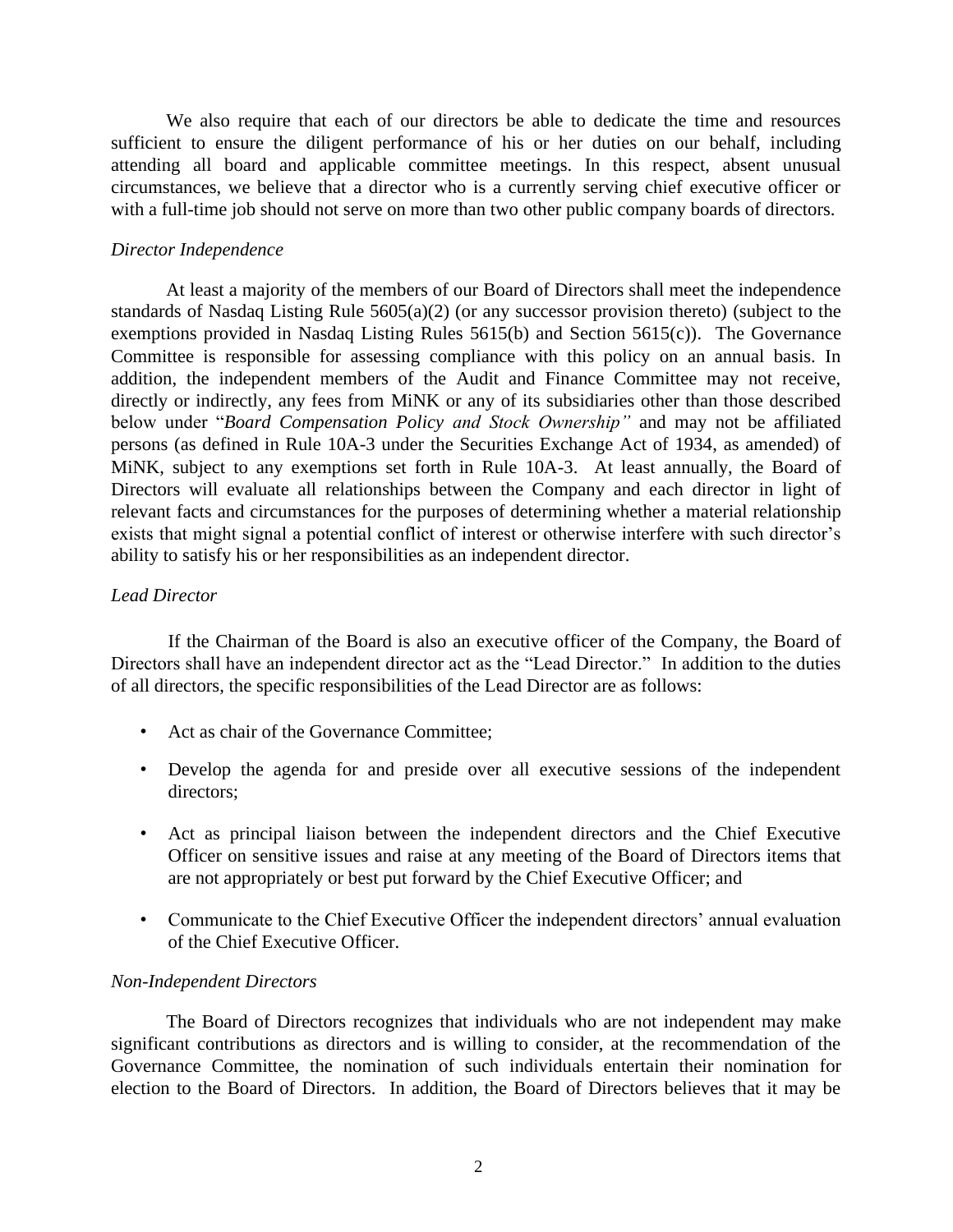We also require that each of our directors be able to dedicate the time and resources sufficient to ensure the diligent performance of his or her duties on our behalf, including attending all board and applicable committee meetings. In this respect, absent unusual circumstances, we believe that a director who is a currently serving chief executive officer or with a full-time job should not serve on more than two other public company boards of directors.

*Director Independence*

At least a majority of the members of our Board of Directors shall meet the independence standards of Nasdaq Listing Rule 5605(a)(2) (or any successor provision thereto) (subject to the exemptions provided in Nasdaq Listing Rules 5615(b) and Section 5615(c)). The Governance Committee is responsible for assessing compliance with this policy on an annual basis. In addition, the independent members of the Audit and Finance Committee may not receive, directly or indirectly, any fees from MiNK or any of its subsidiaries other than those described below under "*Board Compensation Policy and Stock Ownership"* and may not be affiliated persons (as defined in Rule 10A-3 under the Securities Exchange Act of 1934, as amended) of MiNK, subject to any exemptions set forth in Rule 10A-3. At least annually, the Board of Directors will evaluate all relationships between the Company and each director in light of relevant facts and circumstances for the purposes of determining whether a material relationship exists that might signal a potential conflict of interest or otherwise interfere with such director's ability to satisfy his or her responsibilities as an independent director.

*Lead Director*

If the Chairman of the Board is also an executive officer of the Company, the Board of Directors shall have an independent director act as the "Lead Director." In addition to the duties of all directors, the specific responsibilities of the Lead Director are as follows:

- Act as chair of the Governance Committee;
- Develop the agenda for and preside over all executive sessions of the independent directors;
- Act as principal liaison between the independent directors and the Chief Executive Officer on sensitive issues and raise at any meeting of the Board of Directors items that are not appropriately or best put forward by the Chief Executive Officer; and
- Communicate to the Chief Executive Officer the independent directors' annual evaluation of the Chief Executive Officer.

*Non-Independent Directors*

The Board of Directors recognizes that individuals who are not independent may make significant contributions as directors and is willing to consider, at the recommendation of the Governance Committee, the nomination of such individuals entertain their nomination for election to the Board of Directors. In addition, the Board of Directors believes that it may be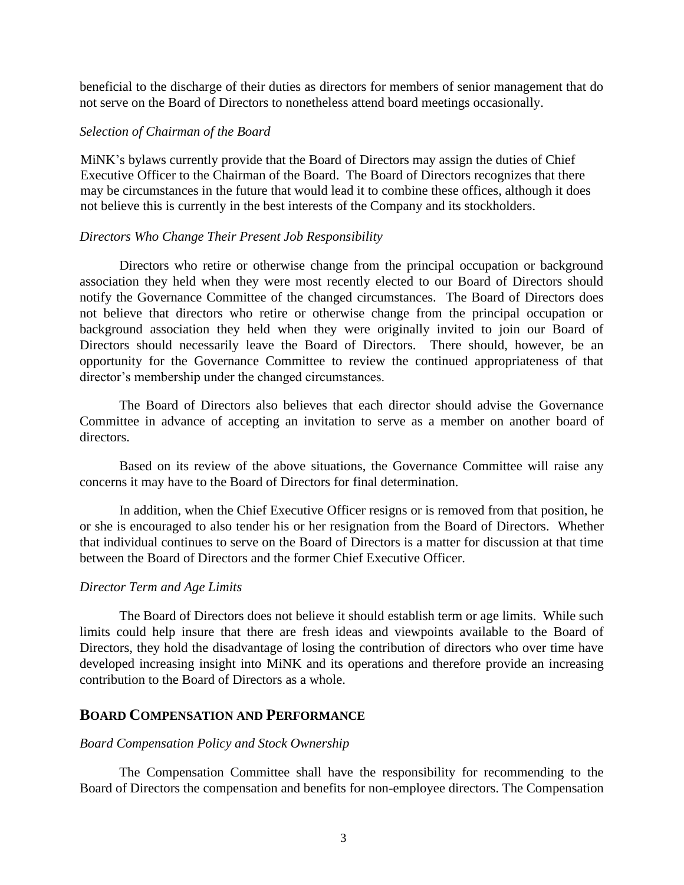beneficial to the discharge of their duties as directors for members of senior management that do not serve on the Board of Directors to nonetheless attend board meetings occasionally.

*Selection of Chairman of the Board*

MiNK's bylaws currently provide that the Board of Directors may assign the duties of Chief Executive Officer to the Chairman of the Board. The Board of Directors recognizes that there may be circumstances in the future that would lead it to combine these offices, although it does not believe this is currently in the best interests of the Company and its stockholders.

*Directors Who Change Their Present Job Responsibility*

Directors who retire or otherwise change from the principal occupation or background association they held when they were most recently elected to our Board of Directors should notify the Governance Committee of the changed circumstances. The Board of Directors does not believe that directors who retire or otherwise change from the principal occupation or background association they held when they were originally invited to join our Board of Directors should necessarily leave the Board of Directors. There should, however, be an opportunity for the Governance Committee to review the continued appropriateness of that director's membership under the changed circumstances.

The Board of Directors also believes that each director should advise the Governance Committee in advance of accepting an invitation to serve as a member on another board of directors.

Based on its review of the above situations, the Governance Committee will raise any concerns it may have to the Board of Directors for final determination.

In addition, when the Chief Executive Officer resigns or is removed from that position, he or she is encouraged to also tender his or her resignation from the Board of Directors. Whether that individual continues to serve on the Board of Directors is a matter for discussion at that time between the Board of Directors and the former Chief Executive Officer.

*Director Term and Age Limits*

The Board of Directors does not believe it should establish term or age limits. While such limits could help insure that there are fresh ideas and viewpoints available to the Board of Directors, they hold the disadvantage of losing the contribution of directors who over time have developed increasing insight into MiNK and its operations and therefore provide an increasing contribution to the Board of Directors as a whole.

## BOARD COMPENSATION AND PERFORMANCE

*Board Compensation Policy and Stock Ownership*

The Compensation Committee shall have the responsibility for recommending to the Board of Directors the compensation and benefits for non-employee directors. The Compensation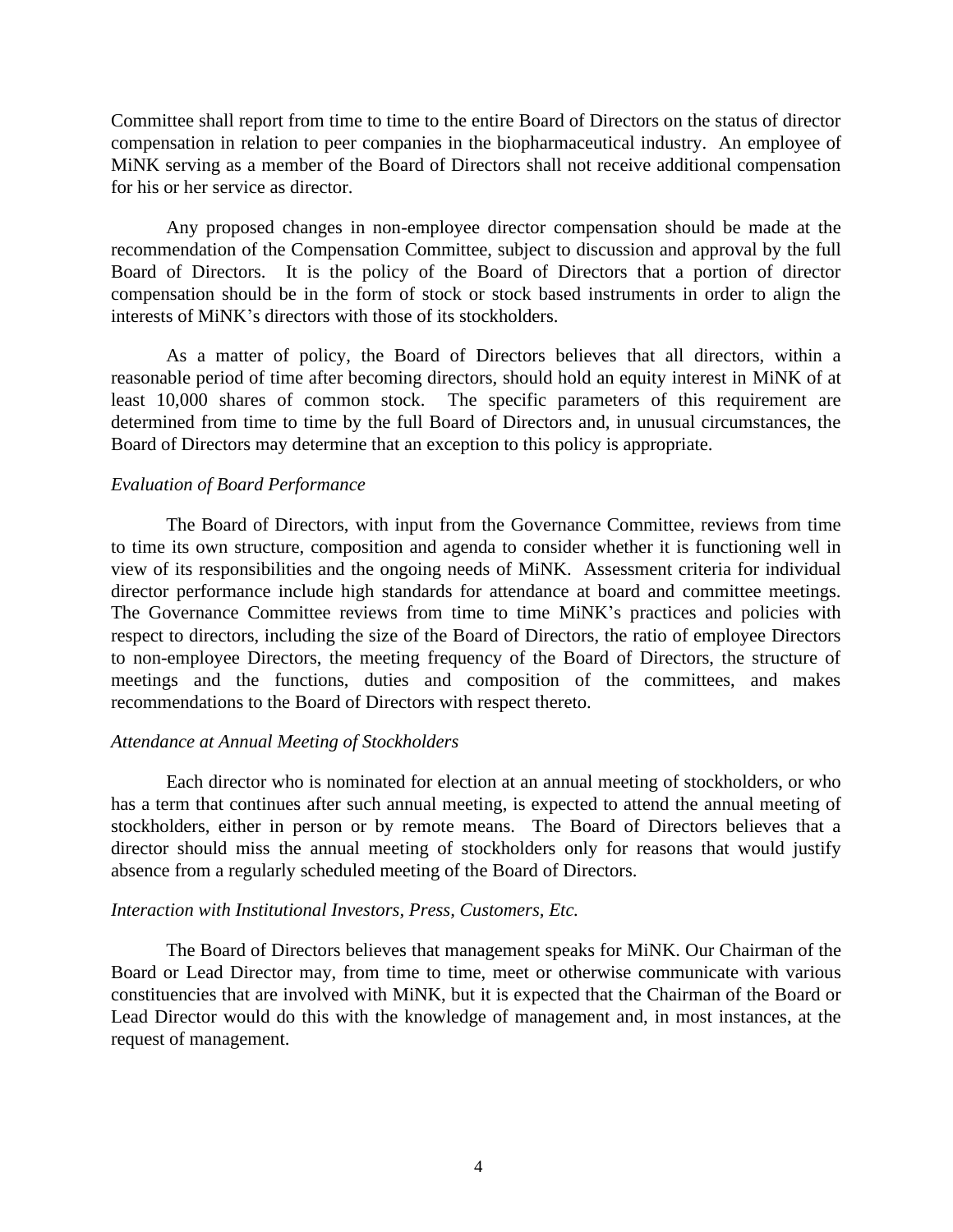Committee shall report from time to time to the entire Board of Directors on the status of director compensation in relation to peer companies in the biopharmaceutical industry. An employee of MiNK serving as a member of the Board of Directors shall not receive additional compensation for his or her service as director.

Any proposed changes in non-employee director compensation should be made at the recommendation of the Compensation Committee, subject to discussion and approval by the full Board of Directors. It is the policy of the Board of Directors that a portion of director compensation should be in the form of stock or stock based instruments in order to align the interests of MiNK's directors with those of its stockholders.

As a matter of policy, the Board of Directors believes that all directors, within a reasonable period of time after becoming directors, should hold an equity interest in MiNK of at least 10,000 shares of common stock. The specific parameters of this requirement are determined from time to time by the full Board of Directors and, in unusual circumstances, the Board of Directors may determine that an exception to this policy is appropriate.

*Evaluation of Board Performance*

The Board of Directors, with input from the Governance Committee, reviews from time to time its own structure, composition and agenda to consider whether it is functioning well in view of its responsibilities and the ongoing needs of MiNK. Assessment criteria for individual director performance include high standards for attendance at board and committee meetings. The Governance Committee reviews from time to time MiNK's practices and policies with respect to directors, including the size of the Board of Directors, the ratio of employee Directors to non-employee Directors, the meeting frequency of the Board of Directors, the structure of meetings and the functions, duties and composition of the committees, and makes recommendations to the Board of Directors with respect thereto.

*Attendance at Annual Meeting of Stockholders*

Each director who is nominated for election at an annual meeting of stockholders, or who has a term that continues after such annual meeting, is expected to attend the annual meeting of stockholders, either in person or by remote means. The Board of Directors believes that a director should miss the annual meeting of stockholders only for reasons that would justify absence from a regularly scheduled meeting of the Board of Directors.

*Interaction with Institutional Investors, Press, Customers, Etc.*

The Board of Directors believes that management speaks for MiNK. Our Chairman of the Board or Lead Director may, from time to time, meet or otherwise communicate with various constituencies that are involved with MiNK, but it is expected that the Chairman of the Board or Lead Director would do this with the knowledge of management and, in most instances, at the request of management.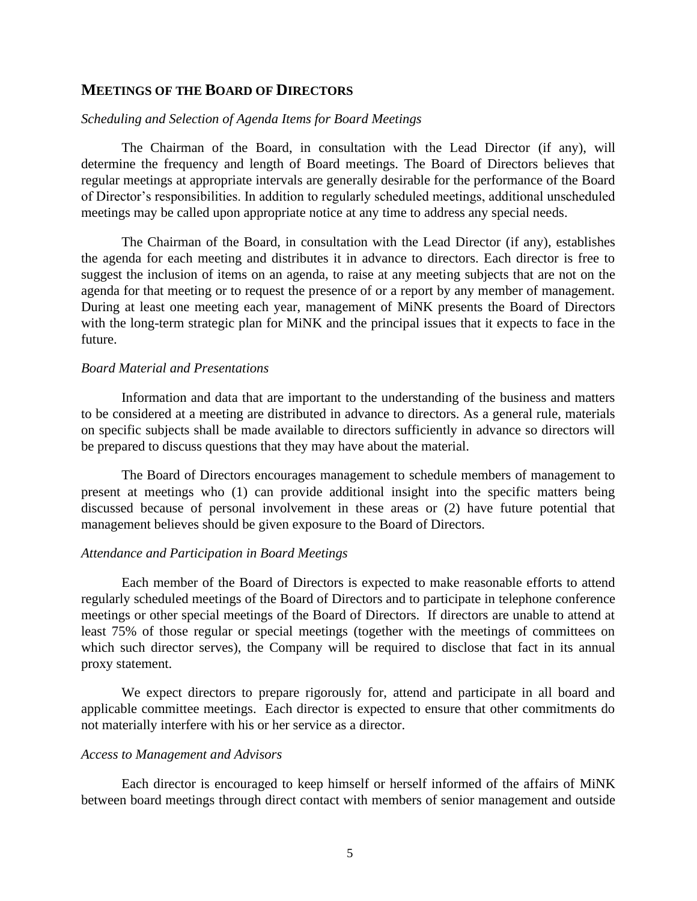## MEETINGS OF THE BOARD OF DIRECTORS

*Scheduling and Selection of Agenda Items for Board Meetings*

The Chairman of the Board, in consultation with the Lead Director (if any), will determine the frequency and length of Board meetings. The Board of Directors believes that regular meetings at appropriate intervals are generally desirable for the performance of the Board of Director's responsibilities. In addition to regularly scheduled meetings, additional unscheduled meetings may be called upon appropriate notice at any time to address any special needs.

The Chairman of the Board, in consultation with the Lead Director (if any), establishes the agenda for each meeting and distributes it in advance to directors. Each director is free to suggest the inclusion of items on an agenda, to raise at any meeting subjects that are not on the agenda for that meeting or to request the presence of or a report by any member of management. During at least one meeting each year, management of MiNK presents the Board of Directors with the long-term strategic plan for MiNK and the principal issues that it expects to face in the future.

*Board Material and Presentations*

Information and data that are important to the understanding of the business and matters to be considered at a meeting are distributed in advance to directors. As a general rule, materials on specific subjects shall be made available to directors sufficiently in advance so directors will be prepared to discuss questions that they may have about the material.

The Board of Directors encourages management to schedule members of management to present at meetings who (1) can provide additional insight into the specific matters being discussed because of personal involvement in these areas or (2) have future potential that management believes should be given exposure to the Board of Directors.

*Attendance and Participation in Board Meetings*

Each member of the Board of Directors is expected to make reasonable efforts to attend regularly scheduled meetings of the Board of Directors and to participate in telephone conference meetings or other special meetings of the Board of Directors. If directors are unable to attend at least 75% of those regular or special meetings (together with the meetings of committees on which such director serves), the Company will be required to disclose that fact in its annual proxy statement.

We expect directors to prepare rigorously for, attend and participate in all board and applicable committee meetings. Each director is expected to ensure that other commitments do not materially interfere with his or her service as a director.

*Access to Management and Advisors*

Each director is encouraged to keep himself or herself informed of the affairs of MiNK between board meetings through direct contact with members of senior management and outside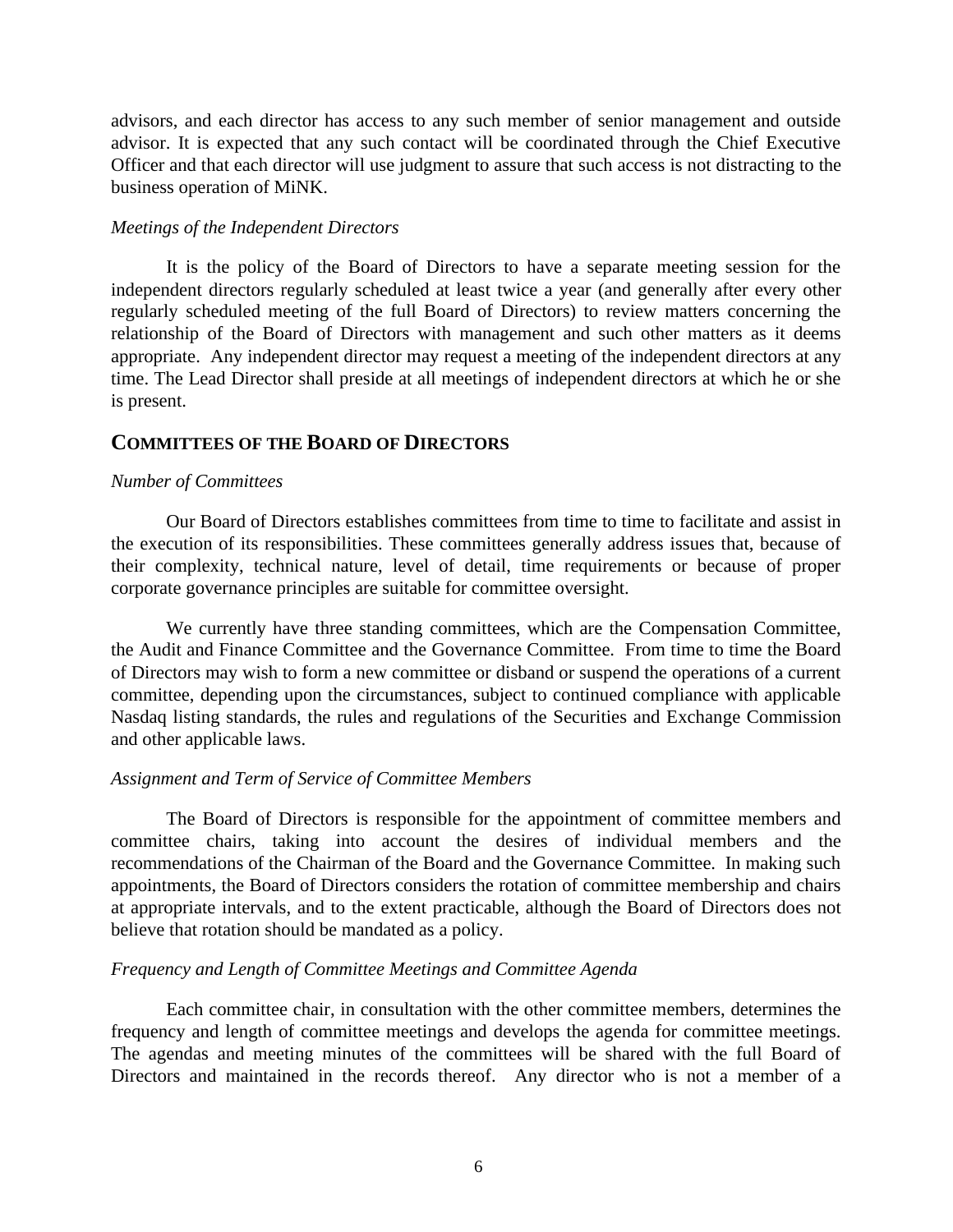advisors, and each director has access to any such member of senior management and outside advisor. It is expected that any such contact will be coordinated through the Chief Executive Officer and that each director will use judgment to assure that such access is not distracting to the business operation of MiNK.

*Meetings of the Independent Directors*

It is the policy of the Board of Directors to have a separate meeting session for the independent directors regularly scheduled at least twice a year (and generally after every other regularly scheduled meeting of the full Board of Directors) to review matters concerning the relationship of the Board of Directors with management and such other matters as it deems appropriate. Any independent director may request a meeting of the independent directors at any time. The Lead Director shall preside at all meetings of independent directors at which he or she is present.

## COMMITTEES OF THE BOARD OF DIRECTORS

*Number of Committees*

Our Board of Directors establishes committees from time to time to facilitate and assist in the execution of its responsibilities. These committees generally address issues that, because of their complexity, technical nature, level of detail, time requirements or because of proper corporate governance principles are suitable for committee oversight.

We currently have three standing committees, which are the Compensation Committee, the Audit and Finance Committee and the Governance Committee. From time to time the Board of Directors may wish to form a new committee or disband or suspend the operations of a current committee, depending upon the circumstances, subject to continued compliance with applicable Nasdaq listing standards, the rules and regulations of the Securities and Exchange Commission and other applicable laws.

*Assignment and Term of Service of Committee Members*

The Board of Directors is responsible for the appointment of committee members and committee chairs, taking into account the desires of individual members and the recommendations of the Chairman of the Board and the Governance Committee. In making such appointments, the Board of Directors considers the rotation of committee membership and chairs at appropriate intervals, and to the extent practicable, although the Board of Directors does not believe that rotation should be mandated as a policy.

*Frequency and Length of Committee Meetings and Committee Agenda*

Each committee chair, in consultation with the other committee members, determines the frequency and length of committee meetings and develops the agenda for committee meetings. The agendas and meeting minutes of the committees will be shared with the full Board of Directors and maintained in the records thereof. Any director who is not a member of a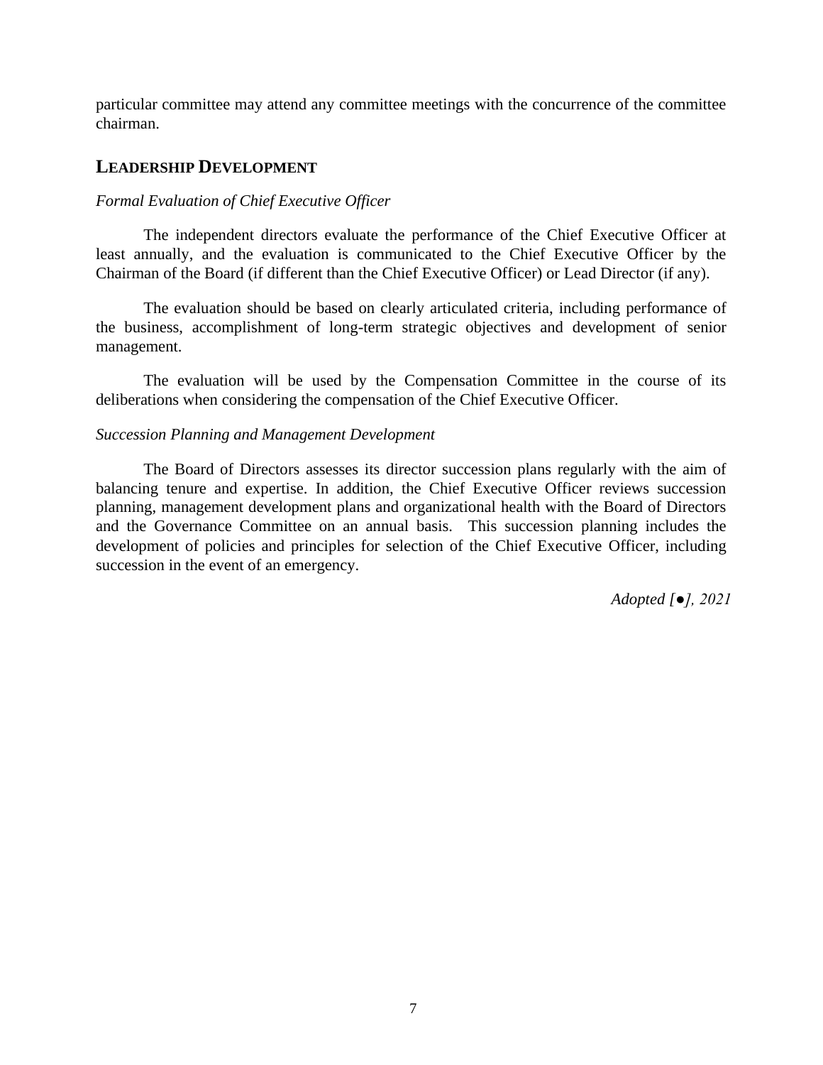particular committee may attend any committee meetings with the concurrence of the committee chairman.

## LEADERSHIP DEVELOPMENT

*Formal Evaluation of Chief Executive Officer*

The independent directors evaluate the performance of the Chief Executive Officer at least annually, and the evaluation is communicated to the Chief Executive Officer by the Chairman of the Board (if different than the Chief Executive Officer) or Lead Director (if any).

The evaluation should be based on clearly articulated criteria, including performance of the business, accomplishment of long-term strategic objectives and development of senior management.

The evaluation will be used by the Compensation Committee in the course of its deliberations when considering the compensation of the Chief Executive Officer.

*Succession Planning and Management Development*

The Board of Directors assesses its director succession plans regularly with the aim of balancing tenure and expertise. In addition, the Chief Executive Officer reviews succession planning, management development plans and organizational health with the Board of Directors and the Governance Committee on an annual basis. This succession planning includes the development of policies and principles for selection of the Chief Executive Officer, including succession in the event of an emergency.

*Adopted [●], 2021*